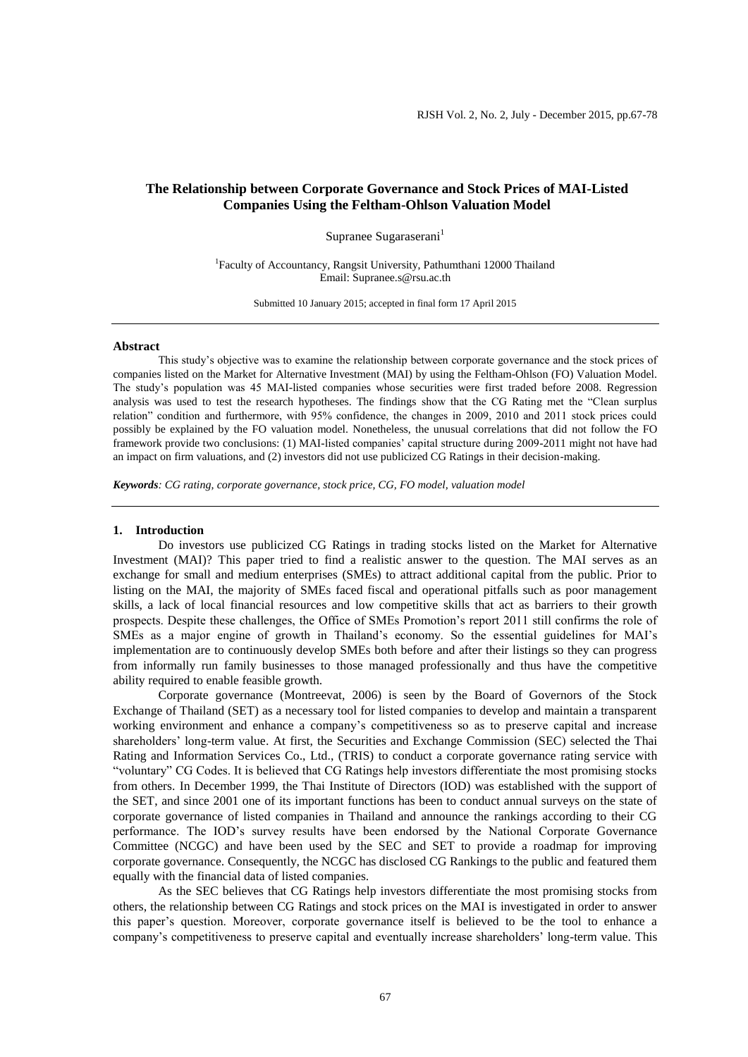# The Relationship between Corporate Governance and Stock Prices of MAI-Listed Companies Using the Feltham-Ohlson Valuation Model

Supranee Sugaraserani[1]

[1]Faculty of Accountancy, Rangsit University, Pathumthani 12000 Thailand
Email: Supranee.s@rsu.ac.th

Submitted 10 January 2015; accepted in final form 17 April 2015

## Abstract

This study's objective was to examine the relationship between corporate governance and the stock prices of companies listed on the Market for Alternative Investment (MAI) by using the Feltham-Ohlson (FO) Valuation Model. The study's population was 45 MAI-listed companies whose securities were first traded before 2008. Regression analysis was used to test the research hypotheses. The findings show that the CG Rating met the "Clean surplus relation" condition and furthermore, with 95% confidence, the changes in 2009, 2010 and 2011 stock prices could possibly be explained by the FO valuation model. Nonetheless, the unusual correlations that did not follow the FO framework provide two conclusions: (1) MAI-listed companies' capital structure during 2009-2011 might not have had an impact on firm valuations, and (2) investors did not use publicized CG Ratings in their decision-making.

***Keywords**: CG rating, corporate governance, stock price, CG, FO model, valuation model*

## 1. Introduction

Do investors use publicized CG Ratings in trading stocks listed on the Market for Alternative Investment (MAI)? This paper tried to find a realistic answer to the question. The MAI serves as an exchange for small and medium enterprises (SMEs) to attract additional capital from the public. Prior to listing on the MAI, the majority of SMEs faced fiscal and operational pitfalls such as poor management skills, a lack of local financial resources and low competitive skills that act as barriers to their growth prospects. Despite these challenges, the Office of SMEs Promotion's report 2011 still confirms the role of SMEs as a major engine of growth in Thailand's economy. So the essential guidelines for MAI's implementation are to continuously develop SMEs both before and after their listings so they can progress from informally run family businesses to those managed professionally and thus have the competitive ability required to enable feasible growth.

Corporate governance (Montreevat, 2006) is seen by the Board of Governors of the Stock Exchange of Thailand (SET) as a necessary tool for listed companies to develop and maintain a transparent working environment and enhance a company's competitiveness so as to preserve capital and increase shareholders' long-term value. At first, the Securities and Exchange Commission (SEC) selected the Thai Rating and Information Services Co., Ltd., (TRIS) to conduct a corporate governance rating service with "voluntary" CG Codes. It is believed that CG Ratings help investors differentiate the most promising stocks from others. In December 1999, the Thai Institute of Directors (IOD) was established with the support of the SET, and since 2001 one of its important functions has been to conduct annual surveys on the state of corporate governance of listed companies in Thailand and announce the rankings according to their CG performance. The IOD's survey results have been endorsed by the National Corporate Governance Committee (NCGC) and have been used by the SEC and SET to provide a roadmap for improving corporate governance. Consequently, the NCGC has disclosed CG Rankings to the public and featured them equally with the financial data of listed companies.

As the SEC believes that CG Ratings help investors differentiate the most promising stocks from others, the relationship between CG Ratings and stock prices on the MAI is investigated in order to answer this paper's question. Moreover, corporate governance itself is believed to be the tool to enhance a company's competitiveness to preserve capital and eventually increase shareholders' long-term value. This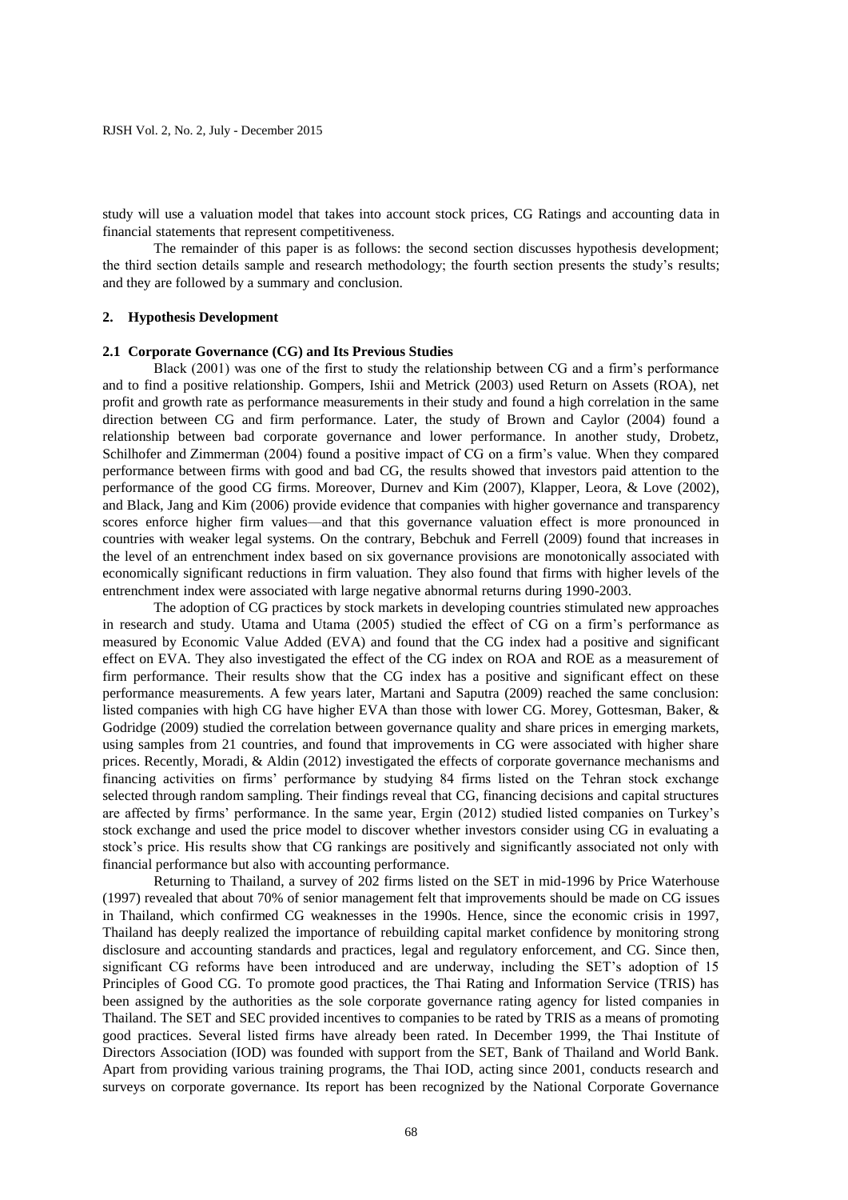study will use a valuation model that takes into account stock prices, CG Ratings and accounting data in financial statements that represent competitiveness.

The remainder of this paper is as follows: the second section discusses hypothesis development; the third section details sample and research methodology; the fourth section presents the study's results; and they are followed by a summary and conclusion.

## 2. Hypothesis Development

### 2.1 Corporate Governance (CG) and Its Previous Studies

Black (2001) was one of the first to study the relationship between CG and a firm's performance and to find a positive relationship. Gompers, Ishii and Metrick (2003) used Return on Assets (ROA), net profit and growth rate as performance measurements in their study and found a high correlation in the same direction between CG and firm performance. Later, the study of Brown and Caylor (2004) found a relationship between bad corporate governance and lower performance. In another study, Drobetz, Schilhofer and Zimmerman (2004) found a positive impact of CG on a firm's value. When they compared performance between firms with good and bad CG, the results showed that investors paid attention to the performance of the good CG firms. Moreover, Durnev and Kim (2007), Klapper, Leora, & Love (2002), and Black, Jang and Kim (2006) provide evidence that companies with higher governance and transparency scores enforce higher firm values—and that this governance valuation effect is more pronounced in countries with weaker legal systems. On the contrary, Bebchuk and Ferrell (2009) found that increases in the level of an entrenchment index based on six governance provisions are monotonically associated with economically significant reductions in firm valuation. They also found that firms with higher levels of the entrenchment index were associated with large negative abnormal returns during 1990-2003.

The adoption of CG practices by stock markets in developing countries stimulated new approaches in research and study. Utama and Utama (2005) studied the effect of CG on a firm's performance as measured by Economic Value Added (EVA) and found that the CG index had a positive and significant effect on EVA. They also investigated the effect of the CG index on ROA and ROE as a measurement of firm performance. Their results show that the CG index has a positive and significant effect on these performance measurements. A few years later, Martani and Saputra (2009) reached the same conclusion: listed companies with high CG have higher EVA than those with lower CG. Morey, Gottesman, Baker, & Godridge (2009) studied the correlation between governance quality and share prices in emerging markets, using samples from 21 countries, and found that improvements in CG were associated with higher share prices. Recently, Moradi, & Aldin (2012) investigated the effects of corporate governance mechanisms and financing activities on firms' performance by studying 84 firms listed on the Tehran stock exchange selected through random sampling. Their findings reveal that CG, financing decisions and capital structures are affected by firms' performance. In the same year, Ergin (2012) studied listed companies on Turkey's stock exchange and used the price model to discover whether investors consider using CG in evaluating a stock's price. His results show that CG rankings are positively and significantly associated not only with financial performance but also with accounting performance.

Returning to Thailand, a survey of 202 firms listed on the SET in mid-1996 by Price Waterhouse (1997) revealed that about 70% of senior management felt that improvements should be made on CG issues in Thailand, which confirmed CG weaknesses in the 1990s. Hence, since the economic crisis in 1997, Thailand has deeply realized the importance of rebuilding capital market confidence by monitoring strong disclosure and accounting standards and practices, legal and regulatory enforcement, and CG. Since then, significant CG reforms have been introduced and are underway, including the SET's adoption of 15 Principles of Good CG. To promote good practices, the Thai Rating and Information Service (TRIS) has been assigned by the authorities as the sole corporate governance rating agency for listed companies in Thailand. The SET and SEC provided incentives to companies to be rated by TRIS as a means of promoting good practices. Several listed firms have already been rated. In December 1999, the Thai Institute of Directors Association (IOD) was founded with support from the SET, Bank of Thailand and World Bank. Apart from providing various training programs, the Thai IOD, acting since 2001, conducts research and surveys on corporate governance. Its report has been recognized by the National Corporate Governance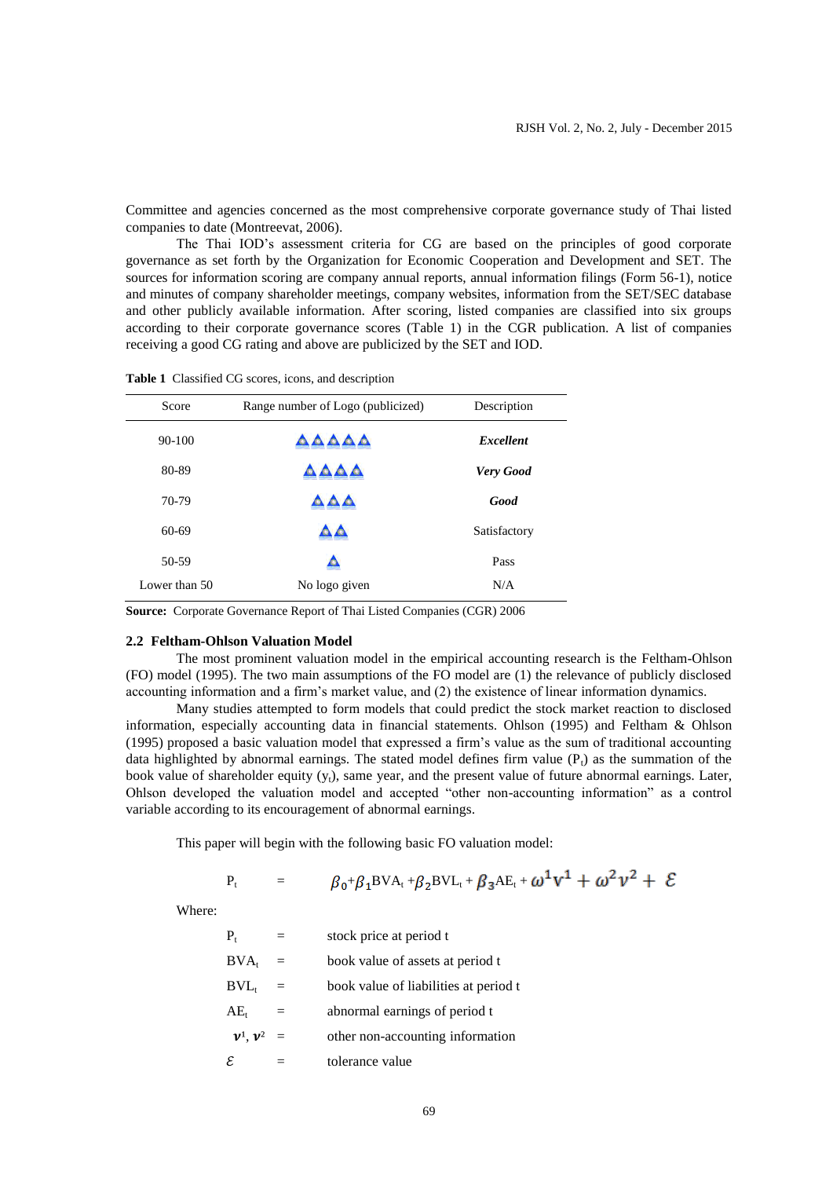Committee and agencies concerned as the most comprehensive corporate governance study of Thai listed companies to date (Montreevat, 2006).

The Thai IOD's assessment criteria for CG are based on the principles of good corporate governance as set forth by the Organization for Economic Cooperation and Development and SET. The sources for information scoring are company annual reports, annual information filings (Form 56-1), notice and minutes of company shareholder meetings, company websites, information from the SET/SEC database and other publicly available information. After scoring, listed companies are classified into six groups according to their corporate governance scores (Table 1) in the CGR publication. A list of companies receiving a good CG rating and above are publicized by the SET and IOD.

**Table 1** Classified CG scores, icons, and description

| Score | Range number of Logo (publicized) | Description |
|---|---|---|
| 90-100 | ▲▲▲▲▲ | ***Excellent*** |
| 80-89 | ▲▲▲▲ | ***Very Good*** |
| 70-79 | ▲▲▲ | ***Good*** |
| 60-69 | ▲▲ | Satisfactory |
| 50-59 | ▲ | Pass |
| Lower than 50 | No logo given | N/A |

**Source:** Corporate Governance Report of Thai Listed Companies (CGR) 2006

### 2.2 Feltham-Ohlson Valuation Model

The most prominent valuation model in the empirical accounting research is the Feltham-Ohlson (FO) model (1995). The two main assumptions of the FO model are (1) the relevance of publicly disclosed accounting information and a firm's market value, and (2) the existence of linear information dynamics.

Many studies attempted to form models that could predict the stock market reaction to disclosed information, especially accounting data in financial statements. Ohlson (1995) and Feltham & Ohlson (1995) proposed a basic valuation model that expressed a firm's value as the sum of traditional accounting data highlighted by abnormal earnings. The stated model defines firm value ($P_t$) as the summation of the book value of shareholder equity ($y_t$), same year, and the present value of future abnormal earnings. Later, Ohlson developed the valuation model and accepted "other non-accounting information" as a control variable according to its encouragement of abnormal earnings.

This paper will begin with the following basic FO valuation model:

$$P_t = \beta_0 + \beta_1 BVA_t + \beta_2 BVL_t + \beta_3 AE_t + \omega^1 v^1 + \omega^2 v^2 + \varepsilon$$

Where:

$P_t$ = stock price at period t

$BVA_t$ = book value of assets at period t

$BVL_t$ = book value of liabilities at period t

$AE_t$ = abnormal earnings of period t

$v^1, v^2$ = other non-accounting information

$\varepsilon$ = tolerance value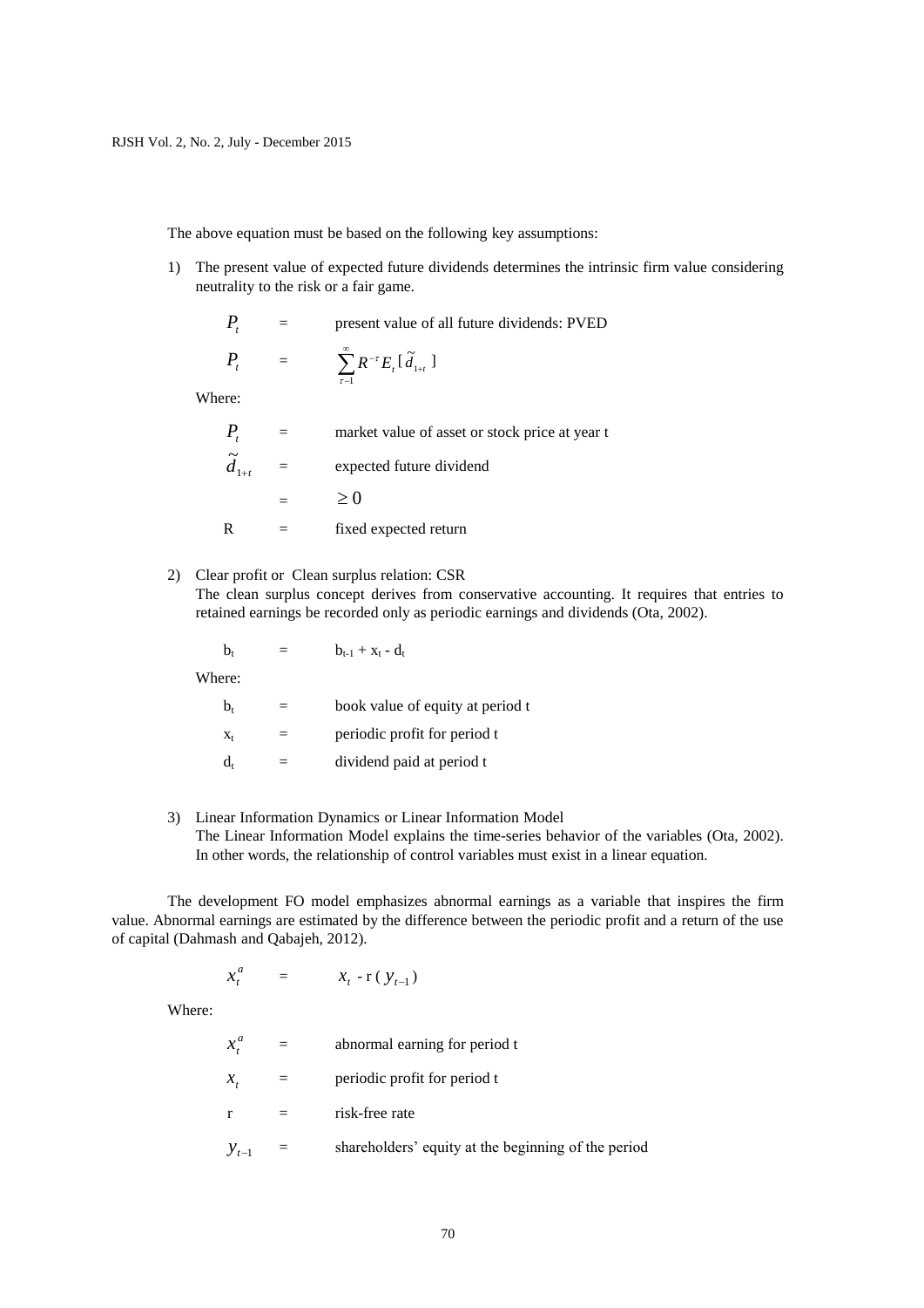The above equation must be based on the following key assumptions:

1) The present value of expected future dividends determines the intrinsic firm value considering neutrality to the risk or a fair game.

   $P_t$ = present value of all future dividends: PVED

   $$P_t = \sum_{\tau-1}^{\infty} R^{-\tau} E_t [\tilde{d}_{1+t}]$$

   Where:

   $P_t$ = market value of asset or stock price at year t

   $\tilde{d}_{1+t}$ = expected future dividend

   = $\geq 0$

   R = fixed expected return

2) Clear profit or Clean surplus relation: CSR
   The clean surplus concept derives from conservative accounting. It requires that entries to retained earnings be recorded only as periodic earnings and dividends (Ota, 2002).

   $$b_t = b_{t-1} + x_t - d_t$$

   Where:

   $b_t$ = book value of equity at period t

   $x_t$ = periodic profit for period t

   $d_t$ = dividend paid at period t

3) Linear Information Dynamics or Linear Information Model
   The Linear Information Model explains the time-series behavior of the variables (Ota, 2002). In other words, the relationship of control variables must exist in a linear equation.

The development FO model emphasizes abnormal earnings as a variable that inspires the firm value. Abnormal earnings are estimated by the difference between the periodic profit and a return of the use of capital (Dahmash and Qabajeh, 2012).

$$x_t^a = x_t - r\,(y_{t-1})$$

Where:

$x_t^a$ = abnormal earning for period t

$x_t$ = periodic profit for period t

r = risk-free rate

$y_{t-1}$ = shareholders' equity at the beginning of the period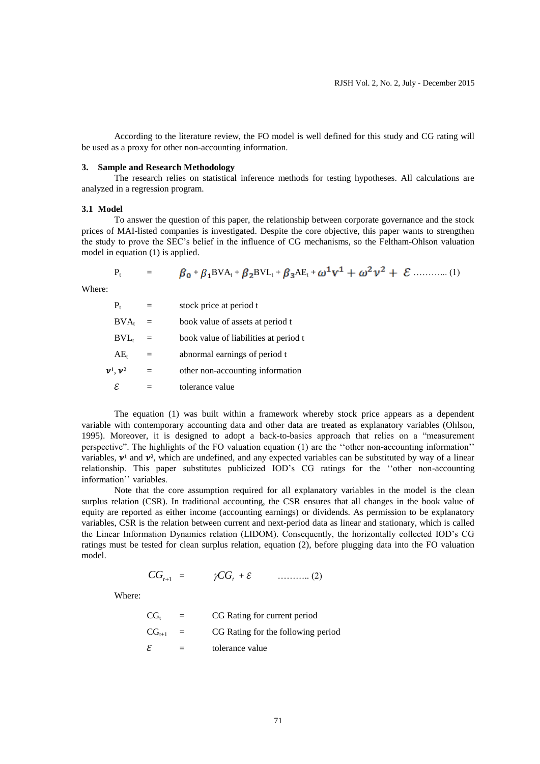According to the literature review, the FO model is well defined for this study and CG rating will be used as a proxy for other non-accounting information.

## 3. Sample and Research Methodology

The research relies on statistical inference methods for testing hypotheses. All calculations are analyzed in a regression program.

### 3.1 Model

To answer the question of this paper, the relationship between corporate governance and the stock prices of MAI-listed companies is investigated. Despite the core objective, this paper wants to strengthen the study to prove the SEC's belief in the influence of CG mechanisms, so the Feltham-Ohlson valuation model in equation (1) is applied.

$$P_t = \beta_0 + \beta_1 BVA_t + \beta_2 BVL_t + \beta_3 AE_t + \omega^1 v^1 + \omega^2 v^2 + \varepsilon \quad \text{………... (1)}$$

Where:

| | | |
|---|---|---|
| $P_t$ | = | stock price at period t |
| $BVA_t$ | = | book value of assets at period t |
| $BVL_t$ | = | book value of liabilities at period t |
| $AE_t$ | = | abnormal earnings of period t |
| $v^1$, $v^2$ | = | other non-accounting information |
| $\varepsilon$ | = | tolerance value |

The equation (1) was built within a framework whereby stock price appears as a dependent variable with contemporary accounting data and other data are treated as explanatory variables (Ohlson, 1995). Moreover, it is designed to adopt a back-to-basics approach that relies on a "measurement perspective". The highlights of the FO valuation equation (1) are the ''other non-accounting information'' variables, $v^1$ and $v^2$, which are undefined, and any expected variables can be substituted by way of a linear relationship. This paper substitutes publicized IOD's CG ratings for the ''other non-accounting information'' variables.

Note that the core assumption required for all explanatory variables in the model is the clean surplus relation (CSR). In traditional accounting, the CSR ensures that all changes in the book value of equity are reported as either income (accounting earnings) or dividends. As permission to be explanatory variables, CSR is the relation between current and next-period data as linear and stationary, which is called the Linear Information Dynamics relation (LIDOM). Consequently, the horizontally collected IOD's CG ratings must be tested for clean surplus relation, equation (2), before plugging data into the FO valuation model.

$$CG_{t+1} = \gamma CG_t + \varepsilon \quad \text{……….. (2)}$$

Where:

| | | |
|---|---|---|
| $CG_t$ | = | CG Rating for current period |
| $CG_{t+1}$ | = | CG Rating for the following period |
| $\varepsilon$ | = | tolerance value |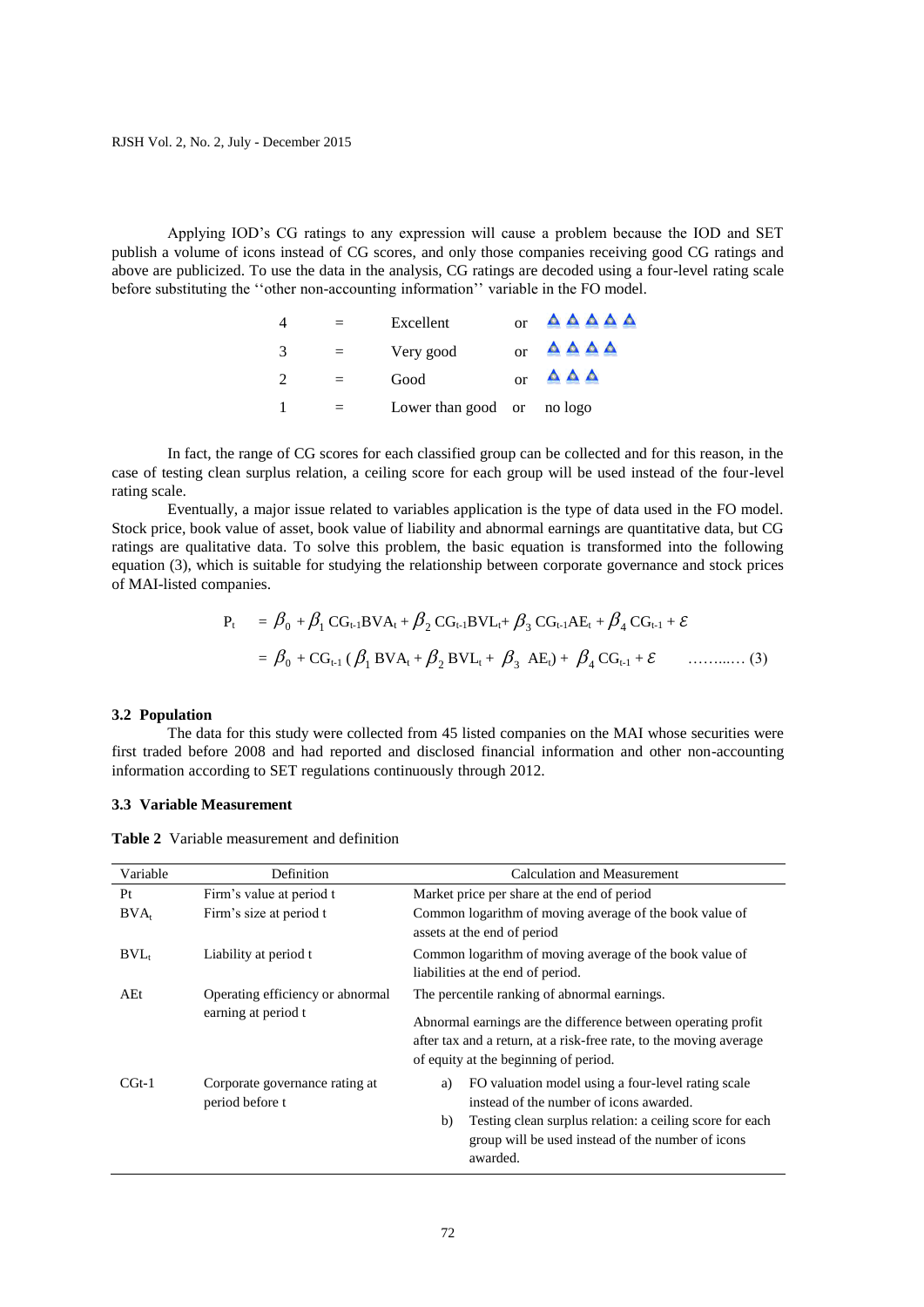Applying IOD's CG ratings to any expression will cause a problem because the IOD and SET publish a volume of icons instead of CG scores, and only those companies receiving good CG ratings and above are publicized. To use the data in the analysis, CG ratings are decoded using a four-level rating scale before substituting the ''other non-accounting information'' variable in the FO model.

| | | | | |
|---|---|---|---|---|
| 4 | = | Excellent | or | ▲▲▲▲▲ |
| 3 | = | Very good | or | ▲▲▲▲ |
| 2 | = | Good | or | ▲▲▲ |
| 1 | = | Lower than good | or | no logo |

In fact, the range of CG scores for each classified group can be collected and for this reason, in the case of testing clean surplus relation, a ceiling score for each group will be used instead of the four-level rating scale.

Eventually, a major issue related to variables application is the type of data used in the FO model. Stock price, book value of asset, book value of liability and abnormal earnings are quantitative data, but CG ratings are qualitative data. To solve this problem, the basic equation is transformed into the following equation (3), which is suitable for studying the relationship between corporate governance and stock prices of MAI-listed companies.

$$P_t = \beta_0 + \beta_1 CG_{t-1}BVA_t + \beta_2 CG_{t-1}BVL_t + \beta_3 CG_{t-1}AE_t + \beta_4 CG_{t-1} + \varepsilon$$

$$= \beta_0 + CG_{t-1}(\beta_1 BVA_t + \beta_2 BVL_t + \beta_3 AE_t) + \beta_4 CG_{t-1} + \varepsilon \qquad \text{……..… (3)}$$

### 3.2 Population

The data for this study were collected from 45 listed companies on the MAI whose securities were first traded before 2008 and had reported and disclosed financial information and other non-accounting information according to SET regulations continuously through 2012.

### 3.3 Variable Measurement

**Table 2** Variable measurement and definition

| Variable | Definition | Calculation and Measurement |
|---|---|---|
| Pt | Firm's value at period t | Market price per share at the end of period |
| $BVA_t$ | Firm's size at period t | Common logarithm of moving average of the book value of assets at the end of period |
| $BVL_t$ | Liability at period t | Common logarithm of moving average of the book value of liabilities at the end of period. |
| AEt | Operating efficiency or abnormal earning at period t | The percentile ranking of abnormal earnings. Abnormal earnings are the difference between operating profit after tax and a return, at a risk-free rate, to the moving average of equity at the beginning of period. |
| CGt-1 | Corporate governance rating at period before t | a) FO valuation model using a four-level rating scale instead of the number of icons awarded. b) Testing clean surplus relation: a ceiling score for each group will be used instead of the number of icons awarded. |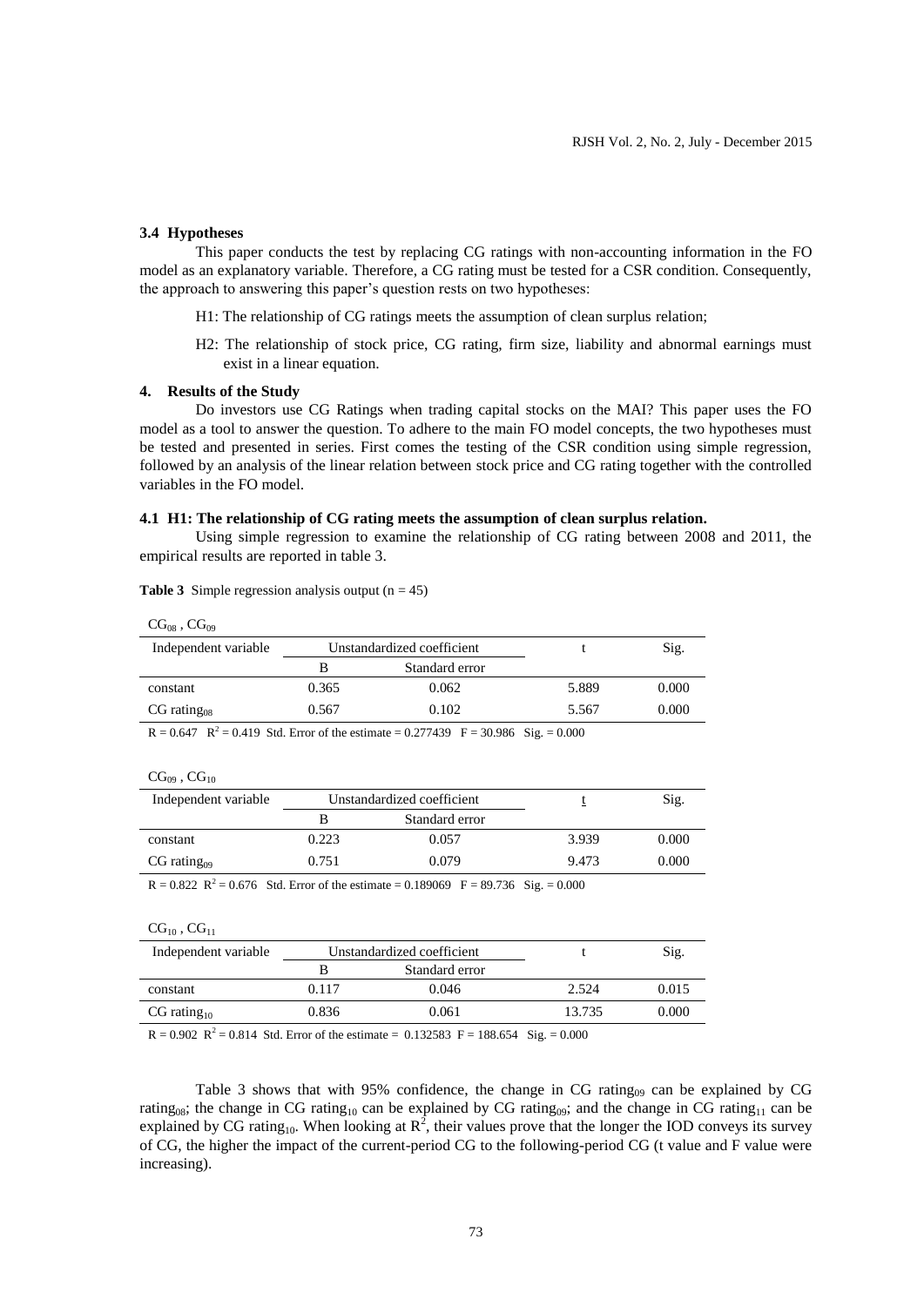### 3.4 Hypotheses

This paper conducts the test by replacing CG ratings with non-accounting information in the FO model as an explanatory variable. Therefore, a CG rating must be tested for a CSR condition. Consequently, the approach to answering this paper's question rests on two hypotheses:

H1: The relationship of CG ratings meets the assumption of clean surplus relation;

H2: The relationship of stock price, CG rating, firm size, liability and abnormal earnings must exist in a linear equation.

## 4. Results of the Study

Do investors use CG Ratings when trading capital stocks on the MAI? This paper uses the FO model as a tool to answer the question. To adhere to the main FO model concepts, the two hypotheses must be tested and presented in series. First comes the testing of the CSR condition using simple regression, followed by an analysis of the linear relation between stock price and CG rating together with the controlled variables in the FO model.

### 4.1 H1: The relationship of CG rating meets the assumption of clean surplus relation.

Using simple regression to examine the relationship of CG rating between 2008 and 2011, the empirical results are reported in table 3.

**Table 3** Simple regression analysis output (n = 45)

$CG_{08}$ , $CG_{09}$

| Independent variable | Unstandardized coefficient | | t | Sig. |
|---|---|---|---|---|
| | B | Standard error | | |
| constant | 0.365 | 0.062 | 5.889 | 0.000 |
| CG $rating_{08}$ | 0.567 | 0.102 | 5.567 | 0.000 |

R = 0.647 $R^2$ = 0.419 Std. Error of the estimate = 0.277439 F = 30.986 Sig. = 0.000

$CG_{09}$ , $CG_{10}$

| Independent variable | Unstandardized coefficient | | t | Sig. |
|---|---|---|---|---|
| | B | Standard error | | |
| constant | 0.223 | 0.057 | 3.939 | 0.000 |
| CG $rating_{09}$ | 0.751 | 0.079 | 9.473 | 0.000 |

R = 0.822 $R^2$ = 0.676 Std. Error of the estimate = 0.189069 F = 89.736 Sig. = 0.000

$CG_{10}$ , $CG_{11}$

| Independent variable | Unstandardized coefficient | | t | Sig. |
|---|---|---|---|---|
| | B | Standard error | | |
| constant | 0.117 | 0.046 | 2.524 | 0.015 |
| CG $rating_{10}$ | 0.836 | 0.061 | 13.735 | 0.000 |

R = 0.902 $R^2$ = 0.814 Std. Error of the estimate = 0.132583 F = 188.654 Sig. = 0.000

Table 3 shows that with 95% confidence, the change in CG $rating_{09}$ can be explained by CG $rating_{08}$; the change in CG $rating_{10}$ can be explained by CG $rating_{09}$; and the change in CG $rating_{11}$ can be explained by CG $rating_{10}$. When looking at $R^2$, their values prove that the longer the IOD conveys its survey of CG, the higher the impact of the current-period CG to the following-period CG (t value and F value were increasing).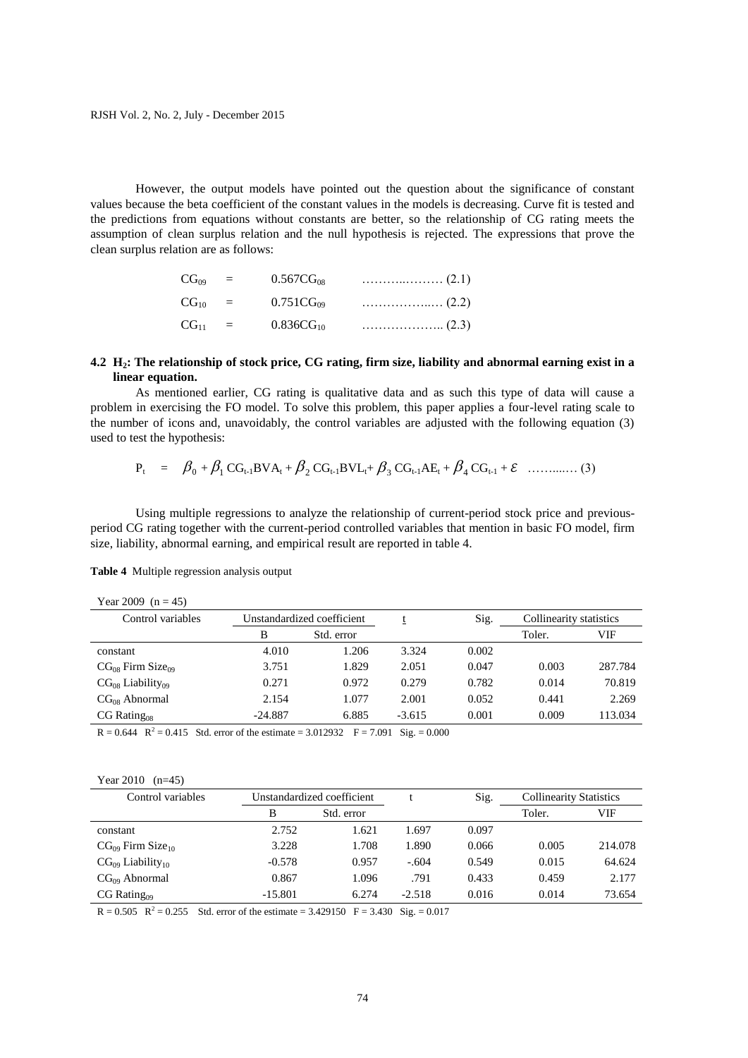However, the output models have pointed out the question about the significance of constant values because the beta coefficient of the constant values in the models is decreasing. Curve fit is tested and the predictions from equations without constants are better, so the relationship of CG rating meets the assumption of clean surplus relation and the null hypothesis is rejected. The expressions that prove the clean surplus relation are as follows:

$$CG_{09} = 0.567CG_{08} \quad \ldots\ldots\ldots\ldots\ldots\ldots (2.1)$$

$$CG_{10} = 0.751CG_{09} \quad \ldots\ldots\ldots\ldots\ldots\ldots (2.2)$$

$$CG_{11} = 0.836CG_{10} \quad \ldots\ldots\ldots\ldots\ldots\ldots (2.3)$$

### 4.2 $H_2$: The relationship of stock price, CG rating, firm size, liability and abnormal earning exist in a linear equation.

As mentioned earlier, CG rating is qualitative data and as such this type of data will cause a problem in exercising the FO model. To solve this problem, this paper applies a four-level rating scale to the number of icons and, unavoidably, the control variables are adjusted with the following equation (3) used to test the hypothesis:

$$P_t = \beta_0 + \beta_1 CG_{t-1}BVA_t + \beta_2 CG_{t-1}BVL_t + \beta_3 CG_{t-1}AE_t + \beta_4 CG_{t-1} + \varepsilon \quad \ldots\ldots\ldots (3)$$

Using multiple regressions to analyze the relationship of current-period stock price and previous-period CG rating together with the current-period controlled variables that mention in basic FO model, firm size, liability, abnormal earning, and empirical result are reported in table 4.

**Table 4** Multiple regression analysis output

Year 2009 (n = 45)

| Control variables | Unstandardized coefficient | | t | Sig. | Collinearity statistics | |
|---|---|---|---|---|---|---|
| | B | Std. error | | | Toler. | VIF |
| constant | 4.010 | 1.206 | 3.324 | 0.002 | | |
| $CG_{08}$ Firm $Size_{09}$ | 3.751 | 1.829 | 2.051 | 0.047 | 0.003 | 287.784 |
| $CG_{08}$ $Liability_{09}$ | 0.271 | 0.972 | 0.279 | 0.782 | 0.014 | 70.819 |
| $CG_{08}$ Abnormal | 2.154 | 1.077 | 2.001 | 0.052 | 0.441 | 2.269 |
| CG $Rating_{08}$ | -24.887 | 6.885 | -3.615 | 0.001 | 0.009 | 113.034 |

$R = 0.644$ $R^2 = 0.415$ Std. error of the estimate = 3.012932 $F = 7.091$ Sig. = 0.000

Year 2010 (n=45)

| Control variables | Unstandardized coefficient | | t | Sig. | Collinearity Statistics | |
|---|---|---|---|---|---|---|
| | B | Std. error | | | Toler. | VIF |
| constant | 2.752 | 1.621 | 1.697 | 0.097 | | |
| $CG_{09}$ Firm $Size_{10}$ | 3.228 | 1.708 | 1.890 | 0.066 | 0.005 | 214.078 |
| $CG_{09}$ $Liability_{10}$ | -0.578 | 0.957 | -.604 | 0.549 | 0.015 | 64.624 |
| $CG_{09}$ Abnormal | 0.867 | 1.096 | .791 | 0.433 | 0.459 | 2.177 |
| CG $Rating_{09}$ | -15.801 | 6.274 | -2.518 | 0.016 | 0.014 | 73.654 |

$R = 0.505$ $R^2 = 0.255$ Std. error of the estimate = 3.429150 $F = 3.430$ Sig. = 0.017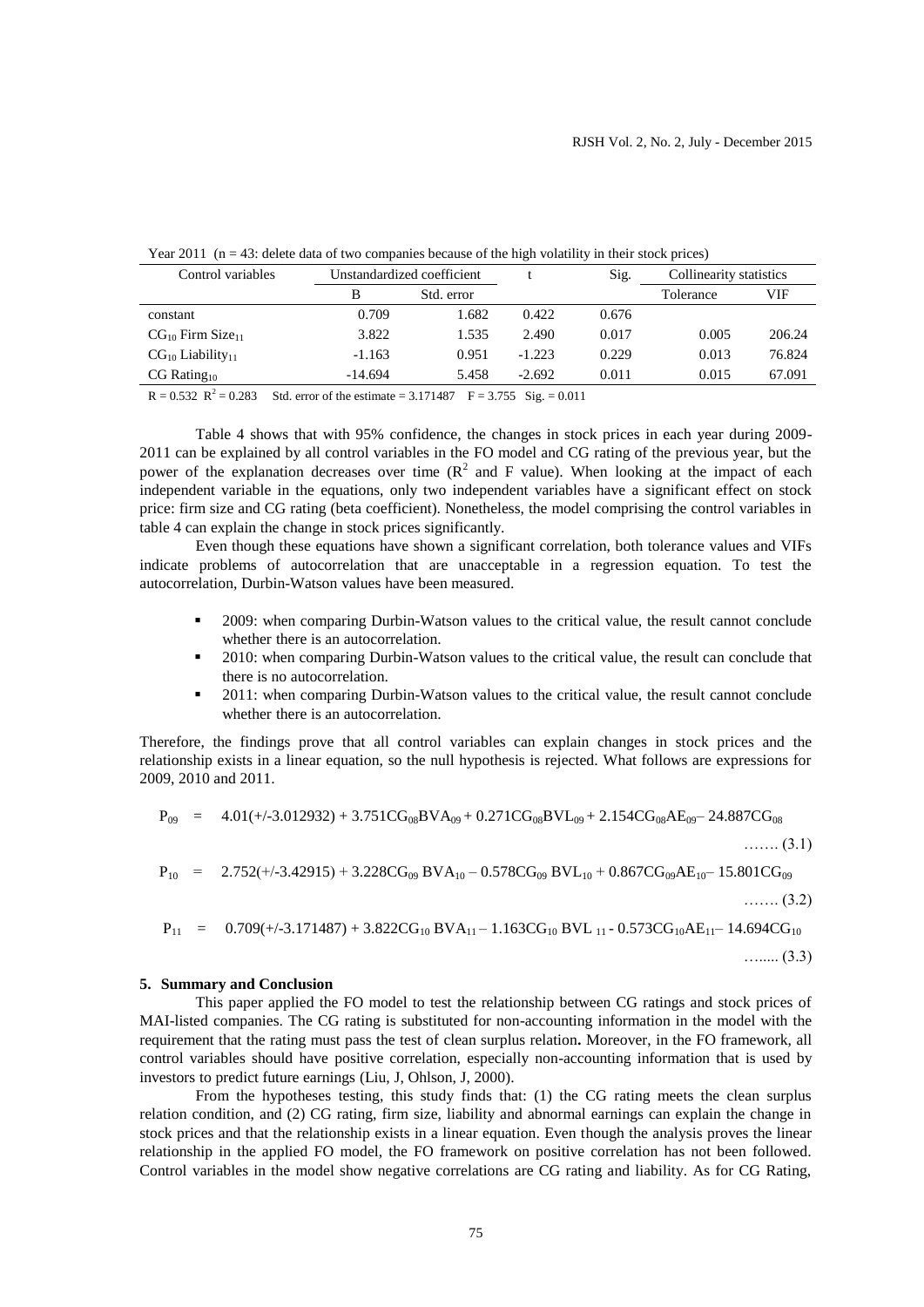Year 2011 (n = 43: delete data of two companies because of the high volatility in their stock prices)

| Control variables | Unstandardized coefficient | | t | Sig. | Collinearity statistics | |
|---|---|---|---|---|---|---|
| | B | Std. error | | | Tolerance | VIF |
| constant | 0.709 | 1.682 | 0.422 | 0.676 | | |
| $CG_{10}$ Firm $Size_{11}$ | 3.822 | 1.535 | 2.490 | 0.017 | 0.005 | 206.24 |
| $CG_{10}$ $Liability_{11}$ | -1.163 | 0.951 | -1.223 | 0.229 | 0.013 | 76.824 |
| CG $Rating_{10}$ | -14.694 | 5.458 | -2.692 | 0.011 | 0.015 | 67.091 |

$R = 0.532$ $R^2 = 0.283$ Std. error of the estimate = 3.171487 $F = 3.755$ Sig. = 0.011

Table 4 shows that with 95% confidence, the changes in stock prices in each year during 2009-2011 can be explained by all control variables in the FO model and CG rating of the previous year, but the power of the explanation decreases over time ($R^2$ and F value). When looking at the impact of each independent variable in the equations, only two independent variables have a significant effect on stock price: firm size and CG rating (beta coefficient). Nonetheless, the model comprising the control variables in table 4 can explain the change in stock prices significantly.

Even though these equations have shown a significant correlation, both tolerance values and VIFs indicate problems of autocorrelation that are unacceptable in a regression equation. To test the autocorrelation, Durbin-Watson values have been measured.

- 2009: when comparing Durbin-Watson values to the critical value, the result cannot conclude whether there is an autocorrelation.
- 2010: when comparing Durbin-Watson values to the critical value, the result can conclude that there is no autocorrelation.
- 2011: when comparing Durbin-Watson values to the critical value, the result cannot conclude whether there is an autocorrelation.

Therefore, the findings prove that all control variables can explain changes in stock prices and the relationship exists in a linear equation, so the null hypothesis is rejected. What follows are expressions for 2009, 2010 and 2011.

$$P_{09} = 4.01(+/-3.012932) + 3.751CG_{08}BVA_{09} + 0.271CG_{08}BVL_{09} + 2.154CG_{08}AE_{09} - 24.887CG_{08} \quad \ldots\ldots (3.1)$$

$$P_{10} = 2.752(+/-3.42915) + 3.228CG_{09}\,BVA_{10} - 0.578CG_{09}\,BVL_{10} + 0.867CG_{09}AE_{10} - 15.801CG_{09} \quad \ldots\ldots (3.2)$$

$$P_{11} = 0.709(+/-3.171487) + 3.822CG_{10}\,BVA_{11} - 1.163CG_{10}\,BVL_{11} - 0.573CG_{10}AE_{11} - 14.694CG_{10} \quad \ldots\ldots (3.3)$$

## 5. Summary and Conclusion

This paper applied the FO model to test the relationship between CG ratings and stock prices of MAI-listed companies. The CG rating is substituted for non-accounting information in the model with the requirement that the rating must pass the test of clean surplus relation**.** Moreover, in the FO framework, all control variables should have positive correlation, especially non-accounting information that is used by investors to predict future earnings (Liu, J, Ohlson, J, 2000).

From the hypotheses testing, this study finds that: (1) the CG rating meets the clean surplus relation condition, and (2) CG rating, firm size, liability and abnormal earnings can explain the change in stock prices and that the relationship exists in a linear equation. Even though the analysis proves the linear relationship in the applied FO model, the FO framework on positive correlation has not been followed. Control variables in the model show negative correlations are CG rating and liability. As for CG Rating,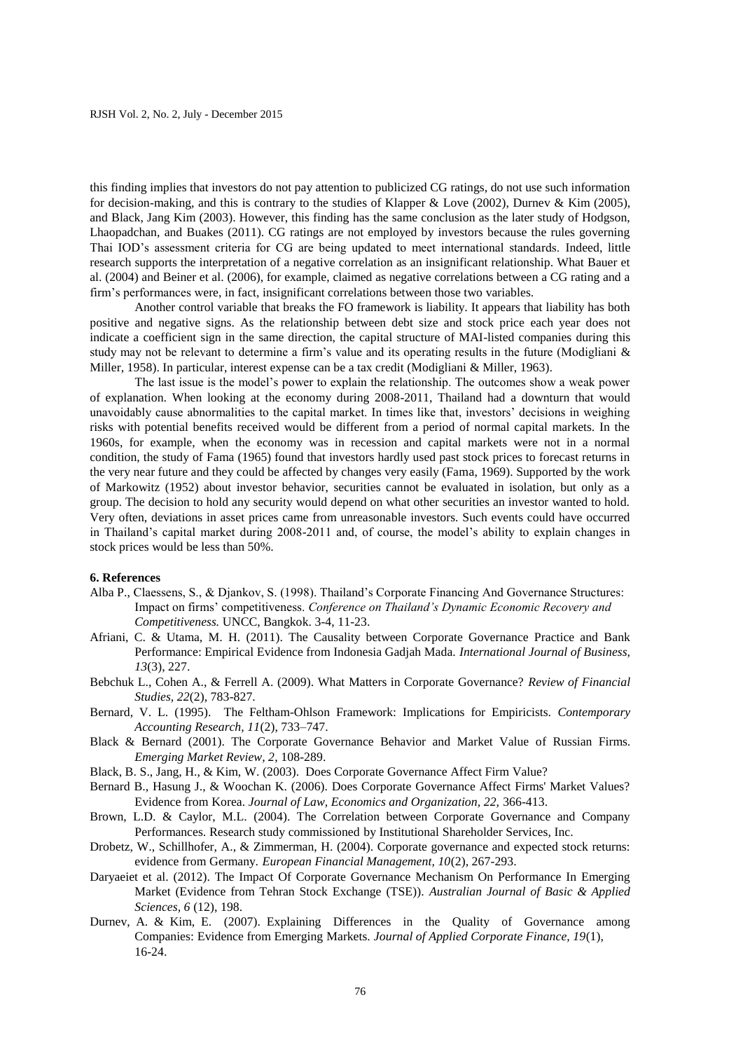this finding implies that investors do not pay attention to publicized CG ratings, do not use such information for decision-making, and this is contrary to the studies of Klapper & Love (2002), Durnev & Kim (2005), and Black, Jang Kim (2003). However, this finding has the same conclusion as the later study of Hodgson, Lhaopadchan, and Buakes (2011). CG ratings are not employed by investors because the rules governing Thai IOD's assessment criteria for CG are being updated to meet international standards. Indeed, little research supports the interpretation of a negative correlation as an insignificant relationship. What Bauer et al. (2004) and Beiner et al. (2006), for example, claimed as negative correlations between a CG rating and a firm's performances were, in fact, insignificant correlations between those two variables.

Another control variable that breaks the FO framework is liability. It appears that liability has both positive and negative signs. As the relationship between debt size and stock price each year does not indicate a coefficient sign in the same direction, the capital structure of MAI-listed companies during this study may not be relevant to determine a firm's value and its operating results in the future (Modigliani & Miller, 1958). In particular, interest expense can be a tax credit (Modigliani & Miller, 1963).

The last issue is the model's power to explain the relationship. The outcomes show a weak power of explanation. When looking at the economy during 2008-2011, Thailand had a downturn that would unavoidably cause abnormalities to the capital market. In times like that, investors' decisions in weighing risks with potential benefits received would be different from a period of normal capital markets. In the 1960s, for example, when the economy was in recession and capital markets were not in a normal condition, the study of Fama (1965) found that investors hardly used past stock prices to forecast returns in the very near future and they could be affected by changes very easily (Fama, 1969). Supported by the work of Markowitz (1952) about investor behavior, securities cannot be evaluated in isolation, but only as a group. The decision to hold any security would depend on what other securities an investor wanted to hold. Very often, deviations in asset prices came from unreasonable investors. Such events could have occurred in Thailand's capital market during 2008-2011 and, of course, the model's ability to explain changes in stock prices would be less than 50%.

## 6. References

Alba P., Claessens, S., & Djankov, S. (1998). Thailand's Corporate Financing And Governance Structures: Impact on firms' competitiveness. *Conference on Thailand's Dynamic Economic Recovery and Competitiveness.* UNCC, Bangkok. 3-4, 11-23.

Afriani, C. & Utama, M. H. (2011). The Causality between Corporate Governance Practice and Bank Performance: Empirical Evidence from Indonesia Gadjah Mada. *International Journal of Business, 13*(3), 227.

Bebchuk L., Cohen A., & Ferrell A. (2009). What Matters in Corporate Governance? *Review of Financial Studies, 22*(2), 783-827.

Bernard, V. L. (1995). The Feltham-Ohlson Framework: Implications for Empiricists. *Contemporary Accounting Research, 11*(2), 733–747.

Black & Bernard (2001). The Corporate Governance Behavior and Market Value of Russian Firms. *Emerging Market Review, 2*, 108-289.

Black, B. S., Jang, H., & Kim, W. (2003). Does Corporate Governance Affect Firm Value?

Bernard B., Hasung J., & Woochan K. (2006). Does Corporate Governance Affect Firms' Market Values? Evidence from Korea. *Journal of Law, Economics and Organization, 22,* 366-413.

Brown, L.D. & Caylor, M.L. (2004). The Correlation between Corporate Governance and Company Performances. Research study commissioned by Institutional Shareholder Services, Inc.

Drobetz, W., Schillhofer, A., & Zimmerman, H. (2004). Corporate governance and expected stock returns: evidence from Germany. *European Financial Management, 10*(2), 267-293.

Daryaeiet et al. (2012). The Impact Of Corporate Governance Mechanism On Performance In Emerging Market (Evidence from Tehran Stock Exchange (TSE)). *Australian Journal of Basic & Applied Sciences, 6* (12), 198.

Durnev, A. & Kim, E. (2007). Explaining Differences in the Quality of Governance among Companies: Evidence from Emerging Markets. *Journal of Applied Corporate Finance, 19*(1), 16-24.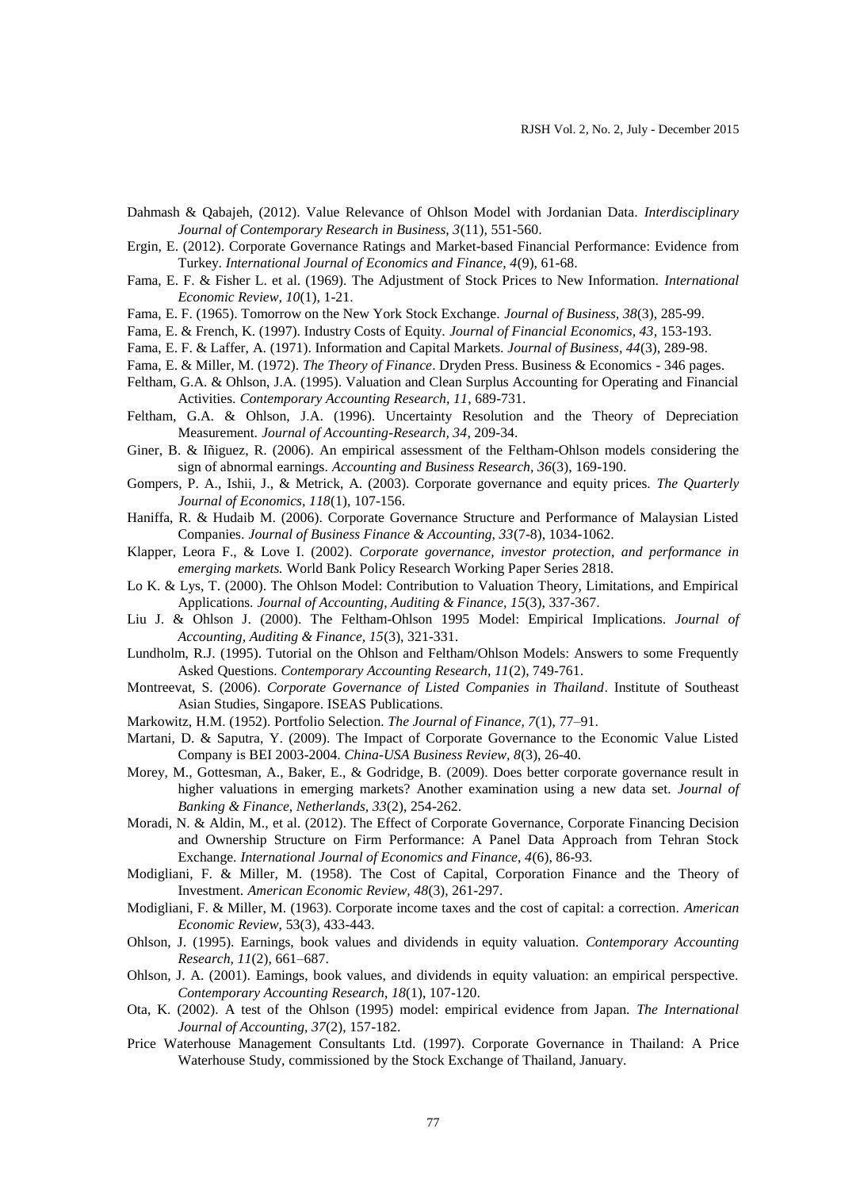Dahmash & Qabajeh, (2012). Value Relevance of Ohlson Model with Jordanian Data. *Interdisciplinary Journal of Contemporary Research in Business, 3*(11), 551-560.

Ergin, E. (2012). Corporate Governance Ratings and Market-based Financial Performance: Evidence from Turkey. *International Journal of Economics and Finance, 4*(9), 61-68.

Fama, E. F. & Fisher L. et al. (1969). The Adjustment of Stock Prices to New Information. *International Economic Review, 10*(1), 1-21.

Fama, E. F. (1965). Tomorrow on the New York Stock Exchange. *Journal of Business, 38*(3), 285-99.

Fama, E. & French, K. (1997). Industry Costs of Equity. *Journal of Financial Economics, 43*, 153-193.

Fama, E. F. & Laffer, A. (1971). Information and Capital Markets. *Journal of Business, 44*(3), 289-98.

Fama, E. & Miller, M. (1972). *The Theory of Finance*. Dryden Press. Business & Economics - 346 pages.

Feltham, G.A. & Ohlson, J.A. (1995). Valuation and Clean Surplus Accounting for Operating and Financial Activities. *Contemporary Accounting Research, 11*, 689-731.

Feltham, G.A. & Ohlson, J.A. (1996). Uncertainty Resolution and the Theory of Depreciation Measurement. *Journal of Accounting-Research, 34*, 209-34.

Giner, B. & Iñiguez, R. (2006). An empirical assessment of the Feltham-Ohlson models considering the sign of abnormal earnings. *Accounting and Business Research, 36*(3), 169-190.

Gompers, P. A., Ishii, J., & Metrick, A. (2003). Corporate governance and equity prices. *The Quarterly Journal of Economics, 118*(1), 107-156.

Haniffa, R. & Hudaib M. (2006). Corporate Governance Structure and Performance of Malaysian Listed Companies. *Journal of Business Finance & Accounting, 33*(7-8), 1034-1062.

Klapper, Leora F., & Love I. (2002). *Corporate governance, investor protection, and performance in emerging markets.* World Bank Policy Research Working Paper Series 2818.

Lo K. & Lys, T. (2000). The Ohlson Model: Contribution to Valuation Theory, Limitations, and Empirical Applications. *Journal of Accounting, Auditing & Finance, 15*(3), 337-367.

Liu J. & Ohlson J. (2000). The Feltham-Ohlson 1995 Model: Empirical Implications. *Journal of Accounting, Auditing & Finance, 15*(3), 321-331.

Lundholm, R.J. (1995). Tutorial on the Ohlson and Feltham/Ohlson Models: Answers to some Frequently Asked Questions. *Contemporary Accounting Research, 11*(2), 749-761.

Montreevat, S. (2006). *Corporate Governance of Listed Companies in Thailand*. Institute of Southeast Asian Studies, Singapore. ISEAS Publications.

Markowitz, H.M. (1952). Portfolio Selection. *The Journal of Finance, 7*(1), 77–91.

Martani, D. & Saputra, Y. (2009). The Impact of Corporate Governance to the Economic Value Listed Company is BEI 2003-2004. *China-USA Business Review, 8*(3), 26-40.

Morey, M., Gottesman, A., Baker, E., & Godridge, B. (2009). Does better corporate governance result in higher valuations in emerging markets? Another examination using a new data set. *Journal of Banking & Finance, Netherlands, 33*(2), 254-262.

Moradi, N. & Aldin, M., et al. (2012). The Effect of Corporate Governance, Corporate Financing Decision and Ownership Structure on Firm Performance: A Panel Data Approach from Tehran Stock Exchange. *International Journal of Economics and Finance, 4*(6), 86-93.

Modigliani, F. & Miller, M. (1958). The Cost of Capital, Corporation Finance and the Theory of Investment. *American Economic Review, 48*(3), 261-297.

Modigliani, F. & Miller, M. (1963). Corporate income taxes and the cost of capital: a correction. *American Economic Review,* 53(3), 433-443.

Ohlson, J. (1995). Earnings, book values and dividends in equity valuation. *Contemporary Accounting Research, 11*(2), 661–687.

Ohlson, J. A. (2001). Eamings, book values, and dividends in equity valuation: an empirical perspective. *Contemporary Accounting Research, 18*(1), 107-120.

Ota, K. (2002). A test of the Ohlson (1995) model: empirical evidence from Japan. *The International Journal of Accounting, 37*(2), 157-182.

Price Waterhouse Management Consultants Ltd. (1997). Corporate Governance in Thailand: A Price Waterhouse Study, commissioned by the Stock Exchange of Thailand, January.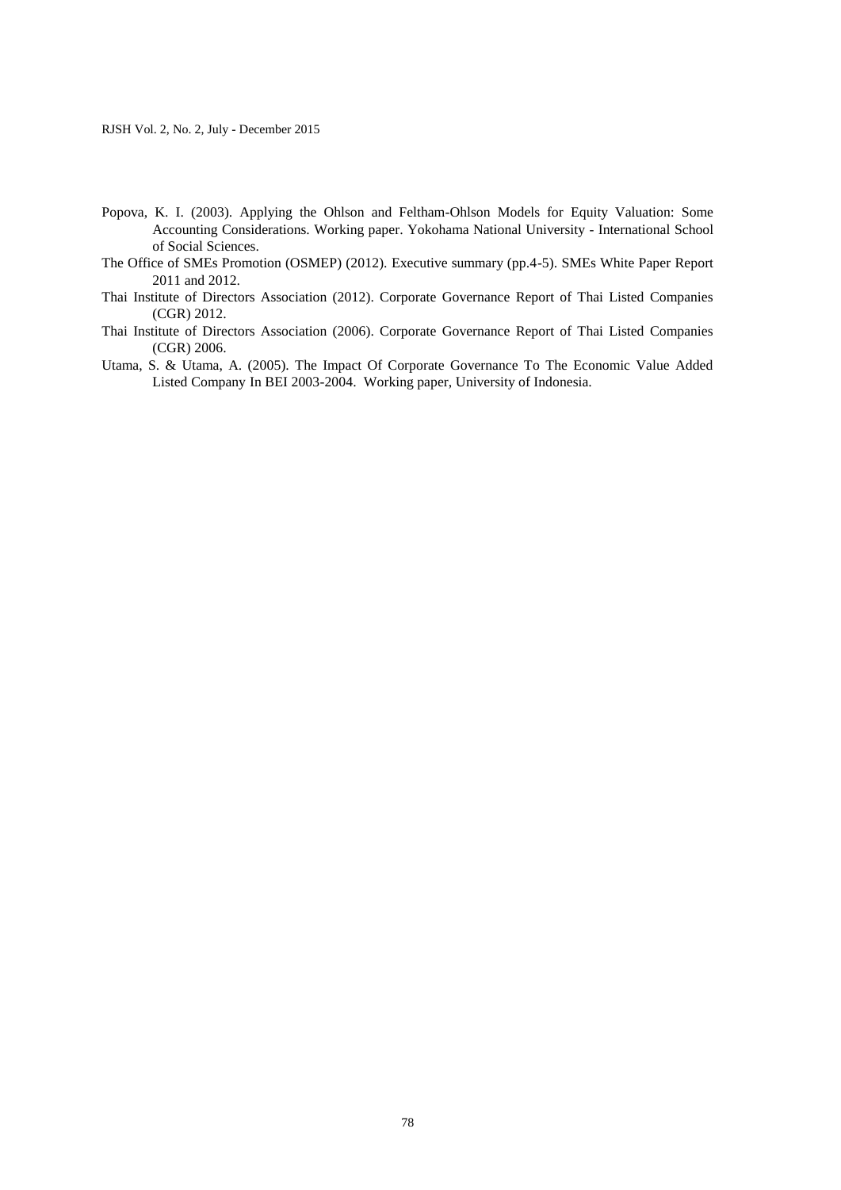Popova, K. I. (2003). Applying the Ohlson and Feltham-Ohlson Models for Equity Valuation: Some Accounting Considerations. Working paper. Yokohama National University - International School of Social Sciences.

The Office of SMEs Promotion (OSMEP) (2012). Executive summary (pp.4-5). SMEs White Paper Report 2011 and 2012.

Thai Institute of Directors Association (2012). Corporate Governance Report of Thai Listed Companies (CGR) 2012.

Thai Institute of Directors Association (2006). Corporate Governance Report of Thai Listed Companies (CGR) 2006.

Utama, S. & Utama, A. (2005). The Impact Of Corporate Governance To The Economic Value Added Listed Company In BEI 2003-2004. Working paper, University of Indonesia.